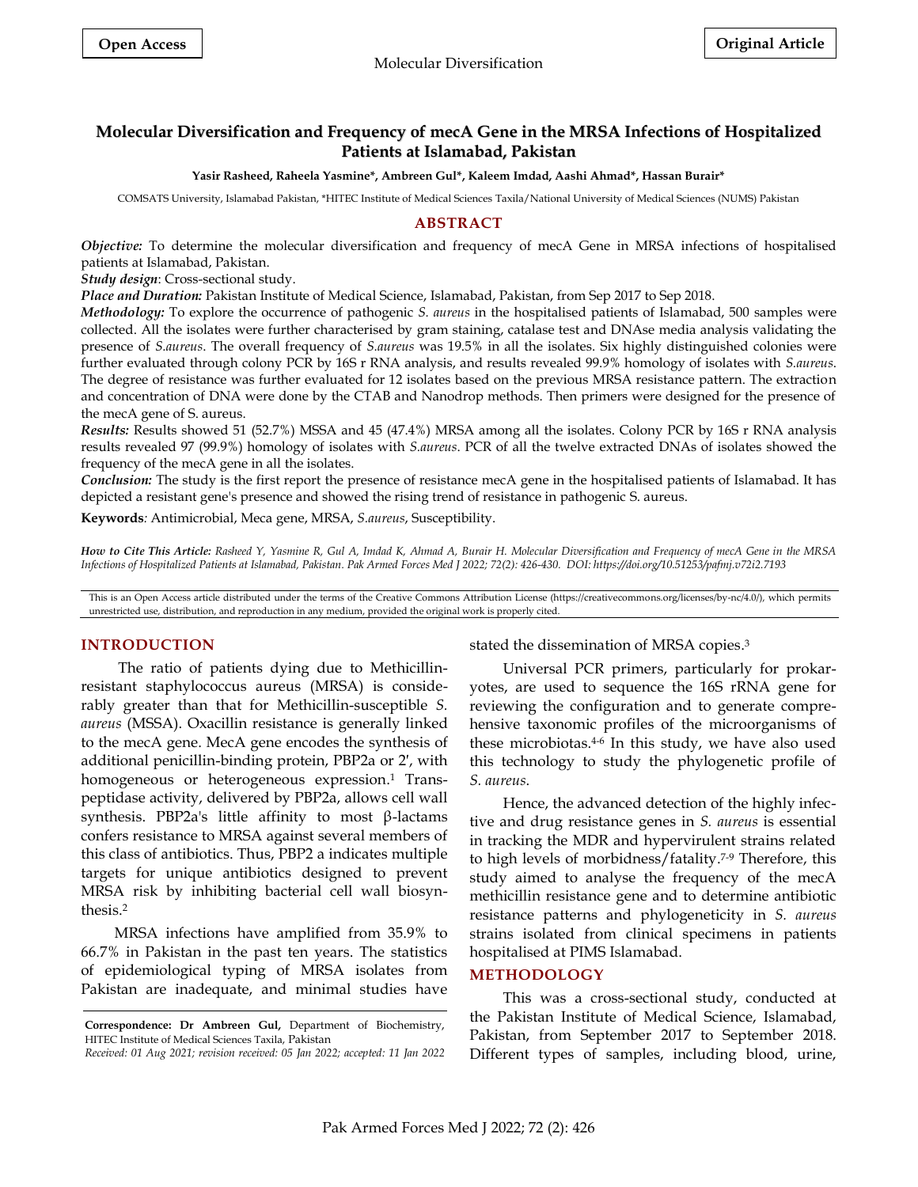Open Access

Original Article

# Molecular Diversification and Frequency of mecA Gene in the MRSA Infections of Hospitalized Patients at Islamabad, Pakistan

**Yasir Rasheed, Raheela Yasmine\*, Ambreen Gul\*, Kaleem Imdad, Aashi Ahmad\*, Hassan Burair\***

COMSATS University, Islamabad Pakistan, \*HITEC Institute of Medical Sciences Taxila/National University of Medical Sciences (NUMS) Pakistan

## ABSTRACT

***Objective:*** To determine the molecular diversification and frequency of mecA Gene in MRSA infections of hospitalised patients at Islamabad, Pakistan.

***Study design***: Cross-sectional study.

***Place and Duration:*** Pakistan Institute of Medical Science, Islamabad, Pakistan, from Sep 2017 to Sep 2018.

***Methodology:*** To explore the occurrence of pathogenic *S. aureus* in the hospitalised patients of Islamabad, 500 samples were collected. All the isolates were further characterised by gram staining, catalase test and DNAse media analysis validating the presence of *S.aureus*. The overall frequency of *S.aureus* was 19.5% in all the isolates. Six highly distinguished colonies were further evaluated through colony PCR by 16S r RNA analysis, and results revealed 99.9% homology of isolates with *S.aureus*. The degree of resistance was further evaluated for 12 isolates based on the previous MRSA resistance pattern. The extraction and concentration of DNA were done by the CTAB and Nanodrop methods. Then primers were designed for the presence of the mecA gene of S. aureus.

***Results:*** Results showed 51 (52.7%) MSSA and 45 (47.4%) MRSA among all the isolates. Colony PCR by 16S r RNA analysis results revealed 97 (99.9%) homology of isolates with *S.aureus*. PCR of all the twelve extracted DNAs of isolates showed the frequency of the mecA gene in all the isolates.

***Conclusion:*** The study is the first report the presence of resistance mecA gene in the hospitalised patients of Islamabad. It has depicted a resistant gene's presence and showed the rising trend of resistance in pathogenic S. aureus.

**Keywords***:* Antimicrobial, Meca gene, MRSA, *S.aureus*, Susceptibility.

***How to Cite This Article:*** *Rasheed Y, Yasmine R, Gul A, Imdad K, Ahmad A, Burair H. Molecular Diversification and Frequency of mecA Gene in the MRSA Infections of Hospitalized Patients at Islamabad, Pakistan. Pak Armed Forces Med J 2022; 72(2): 426-430. DOI: https://doi.org/10.51253/pafmj.v72i2.7193*

This is an Open Access article distributed under the terms of the Creative Commons Attribution License (https://creativecommons.org/licenses/by-nc/4.0/), which permits unrestricted use, distribution, and reproduction in any medium, provided the original work is properly cited.

## INTRODUCTION

The ratio of patients dying due to Methicillin-resistant staphylococcus aureus (MRSA) is considerably greater than that for Methicillin-susceptible *S. aureus* (MSSA). Oxacillin resistance is generally linked to the mecA gene. MecA gene encodes the synthesis of additional penicillin-binding protein, PBP2a or 2′, with homogeneous or heterogeneous expression.[1] Transpeptidase activity, delivered by PBP2a, allows cell wall synthesis. PBP2a's little affinity to most β-lactams confers resistance to MRSA against several members of this class of antibiotics. Thus, PBP2 a indicates multiple targets for unique antibiotics designed to prevent MRSA risk by inhibiting bacterial cell wall biosynthesis.[2]

MRSA infections have amplified from 35.9% to 66.7% in Pakistan in the past ten years. The statistics of epidemiological typing of MRSA isolates from Pakistan are inadequate, and minimal studies have stated the dissemination of MRSA copies.[3]

Universal PCR primers, particularly for prokaryotes, are used to sequence the 16S rRNA gene for reviewing the configuration and to generate comprehensive taxonomic profiles of the microorganisms of these microbiotas.[4-6] In this study, we have also used this technology to study the phylogenetic profile of *S. aureus*.

Hence, the advanced detection of the highly infective and drug resistance genes in *S. aureus* is essential in tracking the MDR and hypervirulent strains related to high levels of morbidness/fatality.[7-9] Therefore, this study aimed to analyse the frequency of the mecA methicillin resistance gene and to determine antibiotic resistance patterns and phylogeneticity in *S. aureus* strains isolated from clinical specimens in patients hospitalised at PIMS Islamabad.

## METHODOLOGY

This was a cross-sectional study, conducted at the Pakistan Institute of Medical Science, Islamabad, Pakistan, from September 2017 to September 2018. Different types of samples, including blood, urine,

**Correspondence: Dr Ambreen Gul,** Department of Biochemistry, HITEC Institute of Medical Sciences Taxila, Pakistan
*Received: 01 Aug 2021; revision received: 05 Jan 2022; accepted: 11 Jan 2022*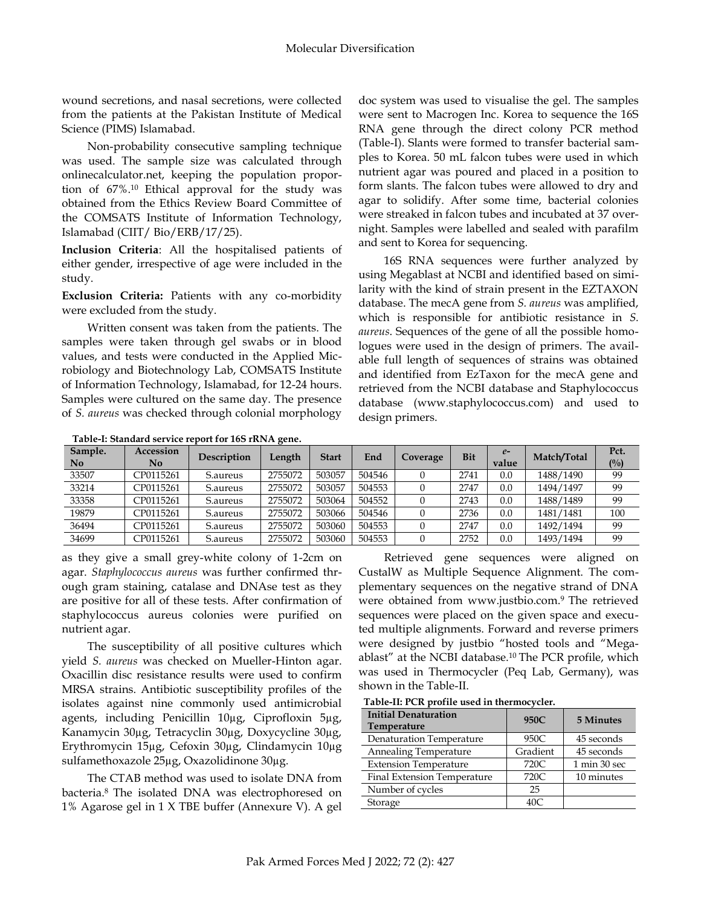wound secretions, and nasal secretions, were collected from the patients at the Pakistan Institute of Medical Science (PIMS) Islamabad.

Non-probability consecutive sampling technique was used. The sample size was calculated through onlinecalculator.net, keeping the population proportion of 67%.[10] Ethical approval for the study was obtained from the Ethics Review Board Committee of the COMSATS Institute of Information Technology, Islamabad (CIIT/ Bio/ERB/17/25).

**Inclusion Criteria**: All the hospitalised patients of either gender, irrespective of age were included in the study.

**Exclusion Criteria:** Patients with any co-morbidity were excluded from the study.

Written consent was taken from the patients. The samples were taken through gel swabs or in blood values, and tests were conducted in the Applied Microbiology and Biotechnology Lab, COMSATS Institute of Information Technology, Islamabad, for 12-24 hours. Samples were cultured on the same day. The presence of *S. aureus* was checked through colonial morphology as they give a small grey-white colony of 1-2cm on agar. *Staphylococcus aureus* was further confirmed through gram staining, catalase and DNAse test as they are positive for all of these tests. After confirmation of staphylococcus aureus colonies were purified on nutrient agar.

The susceptibility of all positive cultures which yield *S. aureus* was checked on Mueller-Hinton agar. Oxacillin disc resistance results were used to confirm MRSA strains. Antibiotic susceptibility profiles of the isolates against nine commonly used antimicrobial agents, including Penicillin 10µg, Ciprofloxin 5µg, Kanamycin 30µg, Tetracyclin 30µg, Doxycycline 30µg, Erythromycin 15µg, Cefoxin 30µg, Clindamycin 10µg sulfamethoxazole 25µg, Oxazolidinone 30µg.

The CTAB method was used to isolate DNA from bacteria.[8] The isolated DNA was electrophoresed on 1% Agarose gel in 1 X TBE buffer (Annexure V). A gel doc system was used to visualise the gel. The samples were sent to Macrogen Inc. Korea to sequence the 16S RNA gene through the direct colony PCR method (Table-I). Slants were formed to transfer bacterial samples to Korea. 50 mL falcon tubes were used in which nutrient agar was poured and placed in a position to form slants. The falcon tubes were allowed to dry and agar to solidify. After some time, bacterial colonies were streaked in falcon tubes and incubated at 37 overnight. Samples were labelled and sealed with parafilm and sent to Korea for sequencing.

16S RNA sequences were further analyzed by using Megablast at NCBI and identified based on similarity with the kind of strain present in the EZTAXON database. The mecA gene from *S. aureus* was amplified, which is responsible for antibiotic resistance in *S. aureus*. Sequences of the gene of all the possible homologues were used in the design of primers. The available full length of sequences of strains was obtained and identified from EzTaxon for the mecA gene and retrieved from the NCBI database and Staphylococcus database (www.staphylococcus.com) and used to design primers.

**Table-I: Standard service report for 16S rRNA gene.**

| Sample. No | Accession No | Description | Length | Start | End | Coverage | Bit | *e*-value | Match/Total | Pct. (%) |
|---|---|---|---|---|---|---|---|---|---|---|
| 33507 | CP0115261 | S.aureus | 2755072 | 503057 | 504546 | 0 | 2741 | 0.0 | 1488/1490 | 99 |
| 33214 | CP0115261 | S.aureus | 2755072 | 503057 | 504553 | 0 | 2747 | 0.0 | 1494/1497 | 99 |
| 33358 | CP0115261 | S.aureus | 2755072 | 503064 | 504552 | 0 | 2743 | 0.0 | 1488/1489 | 99 |
| 19879 | CP0115261 | S.aureus | 2755072 | 503066 | 504546 | 0 | 2736 | 0.0 | 1481/1481 | 100 |
| 36494 | CP0115261 | S.aureus | 2755072 | 503060 | 504553 | 0 | 2747 | 0.0 | 1492/1494 | 99 |
| 34699 | CP0115261 | S.aureus | 2755072 | 503060 | 504553 | 0 | 2752 | 0.0 | 1493/1494 | 99 |

Retrieved gene sequences were aligned on CustalW as Multiple Sequence Alignment. The complementary sequences on the negative strand of DNA were obtained from www.justbio.com.[9] The retrieved sequences were placed on the given space and executed multiple alignments. Forward and reverse primers were designed by justbio "hosted tools and "Megaablast" at the NCBI database.[10] The PCR profile, which was used in Thermocycler (Peq Lab, Germany), was shown in the Table-II.

**Table-II: PCR profile used in thermocycler.**

| Initial Denaturation Temperature | 950C | 5 Minutes |
|---|---|---|
| Denaturation Temperature | 950C | 45 seconds |
| Annealing Temperature | Gradient | 45 seconds |
| Extension Temperature | 720C | 1 min 30 sec |
| Final Extension Temperature | 720C | 10 minutes |
| Number of cycles | 25 | |
| Storage | 40C | |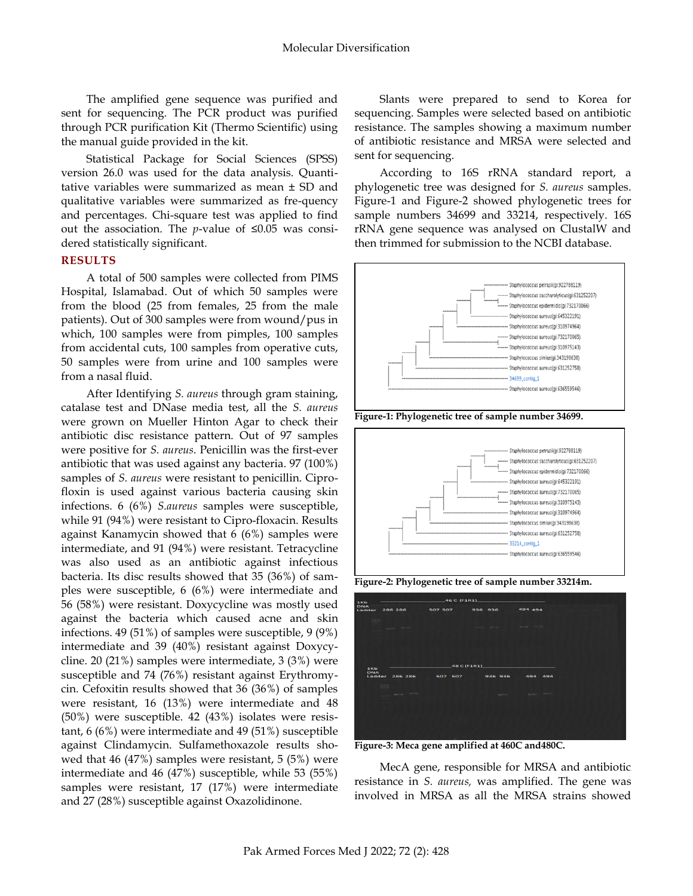The amplified gene sequence was purified and sent for sequencing. The PCR product was purified through PCR purification Kit (Thermo Scientific) using the manual guide provided in the kit.

Statistical Package for Social Sciences (SPSS) version 26.0 was used for the data analysis. Quantitative variables were summarized as mean ± SD and qualitative variables were summarized as fre-quency and percentages. Chi-square test was applied to find out the association. The *p*-value of ≤0.05 was considered statistically significant.

## RESULTS

A total of 500 samples were collected from PIMS Hospital, Islamabad. Out of which 50 samples were from the blood (25 from females, 25 from the male patients). Out of 300 samples were from wound/pus in which, 100 samples were from pimples, 100 samples from accidental cuts, 100 samples from operative cuts, 50 samples were from urine and 100 samples were from a nasal fluid.

After Identifying *S. aureus* through gram staining, catalase test and DNase media test, all the *S. aureus* were grown on Mueller Hinton Agar to check their antibiotic disc resistance pattern. Out of 97 samples were positive for *S. aureus*. Penicillin was the first-ever antibiotic that was used against any bacteria. 97 (100%) samples of *S. aureus* were resistant to penicillin. Ciprofloxin is used against various bacteria causing skin infections. 6 (6%) *S.aureus* samples were susceptible, while 91 (94%) were resistant to Cipro-floxacin. Results against Kanamycin showed that 6 (6%) samples were intermediate, and 91 (94%) were resistant. Tetracycline was also used as an antibiotic against infectious bacteria. Its disc results showed that 35 (36%) of samples were susceptible, 6 (6%) were intermediate and 56 (58%) were resistant. Doxycycline was mostly used against the bacteria which caused acne and skin infections. 49 (51%) of samples were susceptible, 9 (9%) intermediate and 39 (40%) resistant against Doxycycline. 20 (21%) samples were intermediate, 3 (3%) were susceptible and 74 (76%) resistant against Erythromycin. Cefoxitin results showed that 36 (36%) of samples were resistant, 16 (13%) were intermediate and 48 (50%) were susceptible. 42 (43%) isolates were resistant, 6 (6%) were intermediate and 49 (51%) susceptible against Clindamycin. Sulfamethoxazole results showed that 46 (47%) samples were resistant, 5 (5%) were intermediate and 46 (47%) susceptible, while 53 (55%) samples were resistant, 17 (17%) were intermediate and 27 (28%) susceptible against Oxazolidinone.

Slants were prepared to send to Korea for sequencing. Samples were selected based on antibiotic resistance. The samples showing a maximum number of antibiotic resistance and MRSA were selected and sent for sequencing.

According to 16S rRNA standard report, a phylogenetic tree was designed for *S. aureus* samples. Figure-1 and Figure-2 showed phylogenetic trees for sample numbers 34699 and 33214, respectively. 16S rRNA gene sequence was analysed on ClustalW and then trimmed for submission to the NCBI database.

**Figure-1: Phylogenetic tree of sample number 34699.**

**Figure-2: Phylogenetic tree of sample number 33214m.**

**Figure-3: Meca gene amplified at 460C and480C.**

MecA gene, responsible for MRSA and antibiotic resistance in *S. aureus,* was amplified. The gene was involved in MRSA as all the MRSA strains showed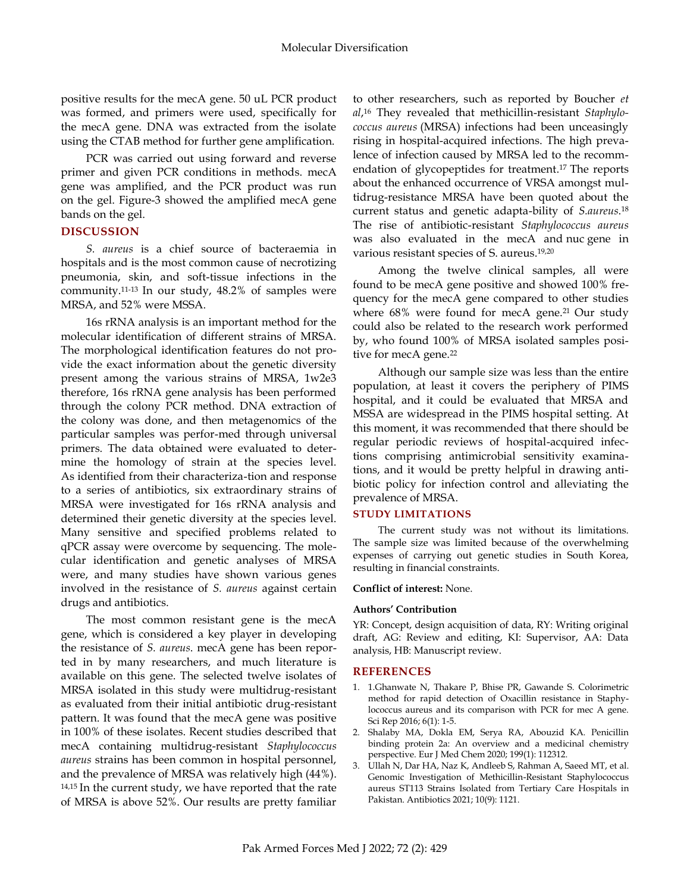positive results for the mecA gene. 50 uL PCR product was formed, and primers were used, specifically for the mecA gene. DNA was extracted from the isolate using the CTAB method for further gene amplification.

PCR was carried out using forward and reverse primer and given PCR conditions in methods. mecA gene was amplified, and the PCR product was run on the gel. Figure-3 showed the amplified mecA gene bands on the gel.

## DISCUSSION

*S. aureus* is a chief source of bacteraemia in hospitals and is the most common cause of necrotizing pneumonia, skin, and soft-tissue infections in the community.[11-13] In our study, 48.2% of samples were MRSA, and 52% were MSSA.

16s rRNA analysis is an important method for the molecular identification of different strains of MRSA. The morphological identification features do not provide the exact information about the genetic diversity present among the various strains of MRSA, 1w2e3 therefore, 16s rRNA gene analysis has been performed through the colony PCR method. DNA extraction of the colony was done, and then metagenomics of the particular samples was perfor-med through universal primers. The data obtained were evaluated to determine the homology of strain at the species level. As identified from their characteriza-tion and response to a series of antibiotics, six extraordinary strains of MRSA were investigated for 16s rRNA analysis and determined their genetic diversity at the species level. Many sensitive and specified problems related to qPCR assay were overcome by sequencing. The molecular identification and genetic analyses of MRSA were, and many studies have shown various genes involved in the resistance of *S. aureus* against certain drugs and antibiotics.

The most common resistant gene is the mecA gene, which is considered a key player in developing the resistance of *S. aureus*. mecA gene has been reported in by many researchers, and much literature is available on this gene. The selected twelve isolates of MRSA isolated in this study were multidrug-resistant as evaluated from their initial antibiotic drug-resistant pattern. It was found that the mecA gene was positive in 100% of these isolates. Recent studies described that mecA containing multidrug-resistant *Staphylococcus aureus* strains has been common in hospital personnel, and the prevalence of MRSA was relatively high (44%).[14,15] In the current study, we have reported that the rate of MRSA is above 52%. Our results are pretty familiar to other researchers, such as reported by Boucher *et al*,[16] They revealed that methicillin-resistant *Staphylococcus aureus* (MRSA) infections had been unceasingly rising in hospital-acquired infections. The high prevalence of infection caused by MRSA led to the recommendation of glycopeptides for treatment.[17] The reports about the enhanced occurrence of VRSA amongst multidrug-resistance MRSA have been quoted about the current status and genetic adapta-bility of *S.aureus*.[18] The rise of antibiotic-resistant *Staphylococcus aureus* was also evaluated in the mecA and nuc gene in various resistant species of S. aureus.[19,20]

Among the twelve clinical samples, all were found to be mecA gene positive and showed 100% frequency for the mecA gene compared to other studies where 68% were found for mecA gene.[21] Our study could also be related to the research work performed by, who found 100% of MRSA isolated samples positive for mecA gene.[22]

Although our sample size was less than the entire population, at least it covers the periphery of PIMS hospital, and it could be evaluated that MRSA and MSSA are widespread in the PIMS hospital setting. At this moment, it was recommended that there should be regular periodic reviews of hospital-acquired infections comprising antimicrobial sensitivity examinations, and it would be pretty helpful in drawing antibiotic policy for infection control and alleviating the prevalence of MRSA.

## STUDY LIMITATIONS

The current study was not without its limitations. The sample size was limited because of the overwhelming expenses of carrying out genetic studies in South Korea, resulting in financial constraints.

**Conflict of interest:** None.

**Authors' Contribution**

YR: Concept, design acquisition of data, RY: Writing original draft, AG: Review and editing, KI: Supervisor, AA: Data analysis, HB: Manuscript review.

## REFERENCES

1. 1.Ghanwate N, Thakare P, Bhise PR, Gawande S. Colorimetric method for rapid detection of Oxacillin resistance in Staphylococcus aureus and its comparison with PCR for mec A gene. Sci Rep 2016; 6(1): 1-5.
2. Shalaby MA, Dokla EM, Serya RA, Abouzid KA. Penicillin binding protein 2a: An overview and a medicinal chemistry perspective. Eur J Med Chem 2020; 199(1): 112312.
3. Ullah N, Dar HA, Naz K, Andleeb S, Rahman A, Saeed MT, et al. Genomic Investigation of Methicillin-Resistant Staphylococcus aureus ST113 Strains Isolated from Tertiary Care Hospitals in Pakistan. Antibiotics 2021; 10(9): 1121.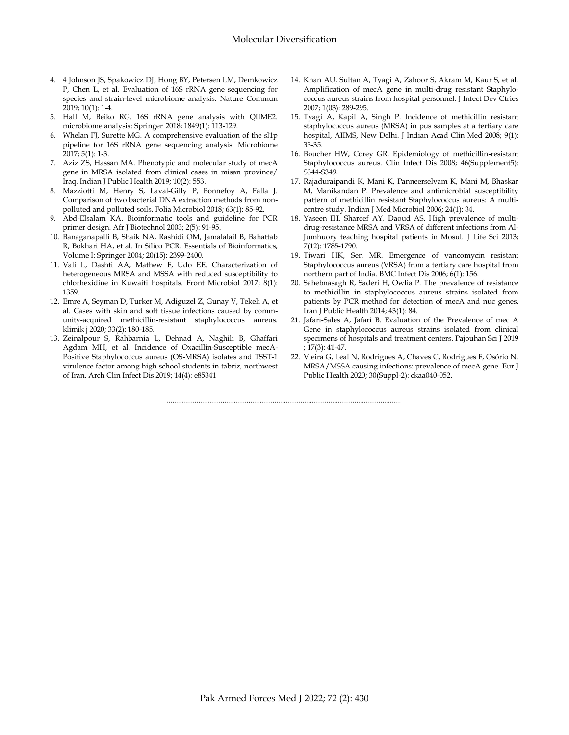4. 4 Johnson JS, Spakowicz DJ, Hong BY, Petersen LM, Demkowicz P, Chen L, et al. Evaluation of 16S rRNA gene sequencing for species and strain-level microbiome analysis. Nature Commun 2019; 10(1): 1-4.
5. Hall M, Beiko RG. 16S rRNA gene analysis with QIIME2. microbiome analysis: Springer 2018; 1849(1): 113-129.
6. Whelan FJ, Surette MG. A comprehensive evaluation of the sl1p pipeline for 16S rRNA gene sequencing analysis. Microbiome 2017; 5(1): 1-3.
7. Aziz ZS, Hassan MA. Phenotypic and molecular study of mecA gene in MRSA isolated from clinical cases in misan province/ Iraq. Indian J Public Health 2019; 10(2): 553.
8. Mazziotti M, Henry S, Laval-Gilly P, Bonnefoy A, Falla J. Comparison of two bacterial DNA extraction methods from non-polluted and polluted soils. Folia Microbiol 2018; 63(1): 85-92.
9. Abd-Elsalam KA. Bioinformatic tools and guideline for PCR primer design. Afr J Biotechnol 2003; 2(5): 91-95.
10. Banaganapalli B, Shaik NA, Rashidi OM, Jamalalail B, Bahattab R, Bokhari HA, et al. In Silico PCR. Essentials of Bioinformatics, Volume I: Springer 2004; 20(15): 2399-2400.
11. Vali L, Dashti AA, Mathew F, Udo EE. Characterization of heterogeneous MRSA and MSSA with reduced susceptibility to chlorhexidine in Kuwaiti hospitals. Front Microbiol 2017; 8(1): 1359.
12. Emre A, Seyman D, Turker M, Adiguzel Z, Gunay V, Tekeli A, et al. Cases with skin and soft tissue infections caused by community-acquired methicillin-resistant staphylococcus aureus. klimik j 2020; 33(2): 180-185.
13. Zeinalpour S, Rahbarnia L, Dehnad A, Naghili B, Ghaffari Agdam MH, et al. Incidence of Oxacillin-Susceptible mecA-Positive Staphylococcus aureus (OS-MRSA) isolates and TSST-1 virulence factor among high school students in tabriz, northwest of Iran. Arch Clin Infect Dis 2019; 14(4): e85341
14. Khan AU, Sultan A, Tyagi A, Zahoor S, Akram M, Kaur S, et al. Amplification of mecA gene in multi-drug resistant Staphylococcus aureus strains from hospital personnel. J Infect Dev Ctries 2007; 1(03): 289-295.
15. Tyagi A, Kapil A, Singh P. Incidence of methicillin resistant staphylococcus aureus (MRSA) in pus samples at a tertiary care hospital, AIIMS, New Delhi. J Indian Acad Clin Med 2008; 9(1): 33-35.
16. Boucher HW, Corey GR. Epidemiology of methicillin-resistant Staphylococcus aureus. Clin Infect Dis 2008; 46(Supplement5): S344-S349.
17. Rajaduraipandi K, Mani K, Panneerselvam K, Mani M, Bhaskar M, Manikandan P. Prevalence and antimicrobial susceptibility pattern of methicillin resistant Staphylococcus aureus: A multi-centre study. Indian J Med Microbiol 2006; 24(1): 34.
18. Yaseen IH, Shareef AY, Daoud AS. High prevalence of multi-drug-resistance MRSA and VRSA of different infections from Al-Jumhuory teaching hospital patients in Mosul. J Life Sci 2013; 7(12): 1785-1790.
19. Tiwari HK, Sen MR. Emergence of vancomycin resistant Staphylococcus aureus (VRSA) from a tertiary care hospital from northern part of India. BMC Infect Dis 2006; 6(1): 156.
20. Sahebnasagh R, Saderi H, Owlia P. The prevalence of resistance to methicillin in staphylococcus aureus strains isolated from patients by PCR method for detection of mecA and nuc genes. Iran J Public Health 2014; 43(1): 84.
21. Jafari-Sales A, Jafari B. Evaluation of the Prevalence of mec A Gene in staphylococcus aureus strains isolated from clinical specimens of hospitals and treatment centers. Pajouhan Sci J 2019 ; 17(3): 41-47.
22. Vieira G, Leal N, Rodrigues A, Chaves C, Rodrigues F, Osório N. MRSA/MSSA causing infections: prevalence of mecA gene. Eur J Public Health 2020; 30(Suppl-2): ckaa040-052.